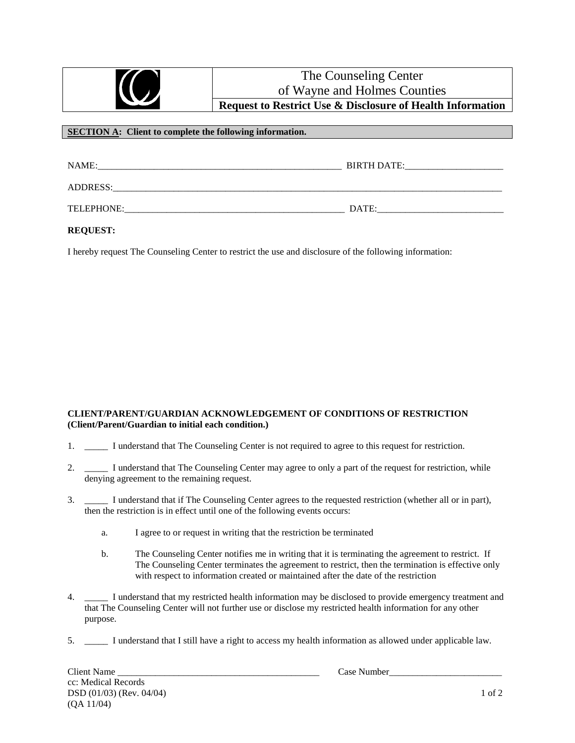# The Counseling Center of Wayne and Holmes Counties

## Request to Restrict Use & Disclosure of Health Information

**SECTION A: Client to complete the following information.**

NAME:_____________________________________________________ BIRTH DATE:_____________________

ADDRESS:_________________________________________________________________________________________

TELEPHONE:_________________________________________________ DATE:___________________________

**REQUEST:**

I hereby request The Counseling Center to restrict the use and disclosure of the following information:

**CLIENT/PARENT/GUARDIAN ACKNOWLEDGEMENT OF CONDITIONS OF RESTRICTION (Client/Parent/Guardian to initial each condition.)**

1. _____ I understand that The Counseling Center is not required to agree to this request for restriction.

2. _____ I understand that The Counseling Center may agree to only a part of the request for restriction, while denying agreement to the remaining request.

3. _____ I understand that if The Counseling Center agrees to the requested restriction (whether all or in part), then the restriction is in effect until one of the following events occurs:

   a. I agree to or request in writing that the restriction be terminated

   b. The Counseling Center notifies me in writing that it is terminating the agreement to restrict. If The Counseling Center terminates the agreement to restrict, then the termination is effective only with respect to information created or maintained after the date of the restriction

4. _____ I understand that my restricted health information may be disclosed to provide emergency treatment and that The Counseling Center will not further use or disclose my restricted health information for any other purpose.

5. _____ I understand that I still have a right to access my health information as allowed under applicable law.

Client Name _____________________________________________ Case Number________________________

cc: Medical Records
DSD (01/03) (Rev. 04/04)
(QA 11/04)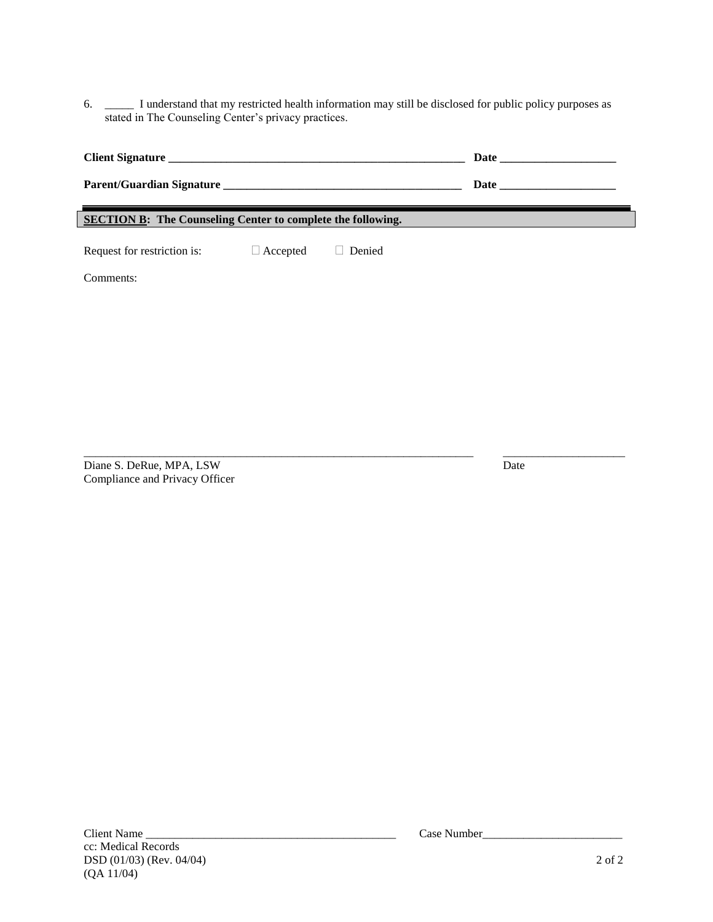6. _____ I understand that my restricted health information may still be disclosed for public policy purposes as stated in The Counseling Center's privacy practices.

**Client Signature** ______________________________________________________ **Date** ____________________

**Parent/Guardian Signature** __________________________________________ **Date** ____________________

## **SECTION B: The Counseling Center to complete the following.**

Request for restriction is: ☐ Accepted ☐ Denied

Comments:

_______________________________________________________________________ _____________________

Diane S. DeRue, MPA, LSW Date
Compliance and Privacy Officer

Client Name _____________________________________________ Case Number________________________
cc: Medical Records
DSD (01/03) (Rev. 04/04)
(QA 11/04)